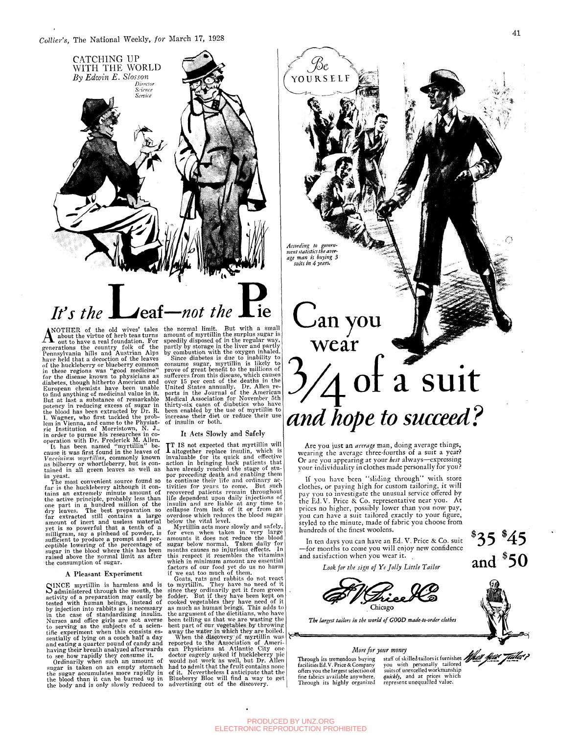CATCHING UP WITH THE WORLD

*By Edwin E. Slosson*

*Director Science Service*

# It's the Leaf—*not the* Pie

ANOTHER of the old wives' tales about the virtue of herb teas turns out to have a real foundation. For generations the country folk of the Pennsylvania hills and Austrian Alps have held that a decoction of the leaves of the huckleberry or blueberry common in these regions was "good medicine" for the disease known to physicians as diabetes, though hitherto American and European chemists have been unable to find anything of medicinal value in it. But at last a substance of remarkable potency in reducing excess of sugar in the blood has been extracted by Dr. R. I. Wagner, who first tackled the problem in Vienna, and came to the Physiatric Institution of Morristown, N. J., in order to pursue his researches in co-operation with Dr. Frederick M. Allen.

It has been named "myrtillin" because it was first found in the leaves of *Vaccinium myrtillus*, commonly known as bilberry or whortleberry, but is contained in all green leaves as well as in yeast.

The most convenient source found so far is the huckleberry although it contains an extremely minute amount of the active principle, probably less than one part in a hundred million of the dry leaves. The best preparation so far extracted still contains a large amount of inert and useless material yet is so powerful that a tenth of a milligram, say a pinhead of powder, is sufficient to produce a prompt and perceptible lowering of the percentage of sugar in the blood where this has been raised above the normal limit as after the consumption of sugar.

### A Pleasant Experiment

SINCE myrtillin is harmless and is administered through the mouth, the activity of a preparation may easily be tested with human beings, instead of by injection into rabbits as is necessary in the case of standardizing insulin. Nurses and office girls are not averse to serving as the subjects of a scientific experiment when this consists essentially of lying on a couch half a day and eating a quarter pound of candy and having their breath analyzed afterwards to see how rapidly they consume it.

Ordinarily when such an amount of sugar is taken on an empty stomach the sugar accumulates more rapidly in the blood than it can be burned up in the body and is only slowly reduced to the normal limit. But with a small amount of myrtillin the surplus sugar is speedily disposed of in the regular way, partly by storage in the liver and partly by combustion with the oxygen inhaled.

Since diabetes is due to inability to consume sugar, myrtillin is likely to prove of great benefit to the millions of sufferers from this disease, which causes over 15 per cent of the deaths in the United States annually. Dr. Allen reports in the Journal of the American Medical Association for November 5th thirty-six cases of diabetics who have been enabled by the use of myrtillin to increase their diet or reduce their use of insulin or both.

### It Acts Slowly and Safely

IT IS not expected that myrtillin will altogether replace insulin, which is invaluable for its quick and effective action in bringing back patients that have already reached the stage of stupor preceding death and enabling them to continue their life and ordinary activities for years to come. But such recovered patients remain throughout life dependent upon daily injections of insulin and are liable at any time to collapse from lack of it or from an overdose which reduces the blood sugar below the vital level.

Myrtillin acts more slowly and safely, for even when taken in very large amounts it does not reduce the blood sugar below normal. Taken daily for months causes no injurious effects. In this respect it resembles the vitamins which in minimum amount are essential factors of our food yet do us no harm if we eat too much of them.

Goats, rats and rabbits do not react to myrtillin. They have no need of it since they ordinarily get it from green fodder. But if they have been kept on cooked vegetables they have need of it as much as human beings. This adds to the argument of the dietitians, who have been telling us that we are wasting the best part of our vegetables by throwing away the water in which they are boiled.

When the discovery of myrtillin was reported to the Association of American Physicians at Atlantic City one doctor eagerly asked if huckleberry pie would not work as well, but Dr. Allen had to admit that the fruit contains none of it. Nevertheless I anticipate that the Blueberry Bloc will find a way to get advertising out of the discovery.

---

*Be* YOURSELF

*According to government statistics the average man is buying 3 suits in 4 years.*

# Can you wear 3/4 of a suit *and hope to succeed?*

Are you just an *average* man, doing average things, wearing the average three-fourths of a suit a year? Or are you appearing at your *best* always—expressing your individuality in clothes made personally for you?

If you have been "sliding through" with store clothes, or paying high for custom tailoring, it will pay you to investigate the unusual service offered by the Ed. V. Price & Co. representative near you. At prices no higher, possibly lower than you now pay, you can have a suit tailored exactly to your figure, styled to the minute, made of fabric you choose from hundreds of the finest woolens.

In ten days you can have an Ed. V. Price & Co. suit—for months to come you will enjoy new confidence and satisfaction when you wear it.

*Look for the sign of Ye Jolly Little Tailor*

**$35 $45 and $50**

Ed. V. Price & Co.
Chicago

*The largest tailors in the world of GOOD made-to-order clothes*

*More for your money*

Through its tremendous buying facilities Ed. V. Price & Company offers you the largest selection of fine fabrics available anywhere. Through its highly organized staff of skilled tailors it furnishes you with personally tailored suits of unexcelled workmanship *quickly*, and at prices which represent unequalled value.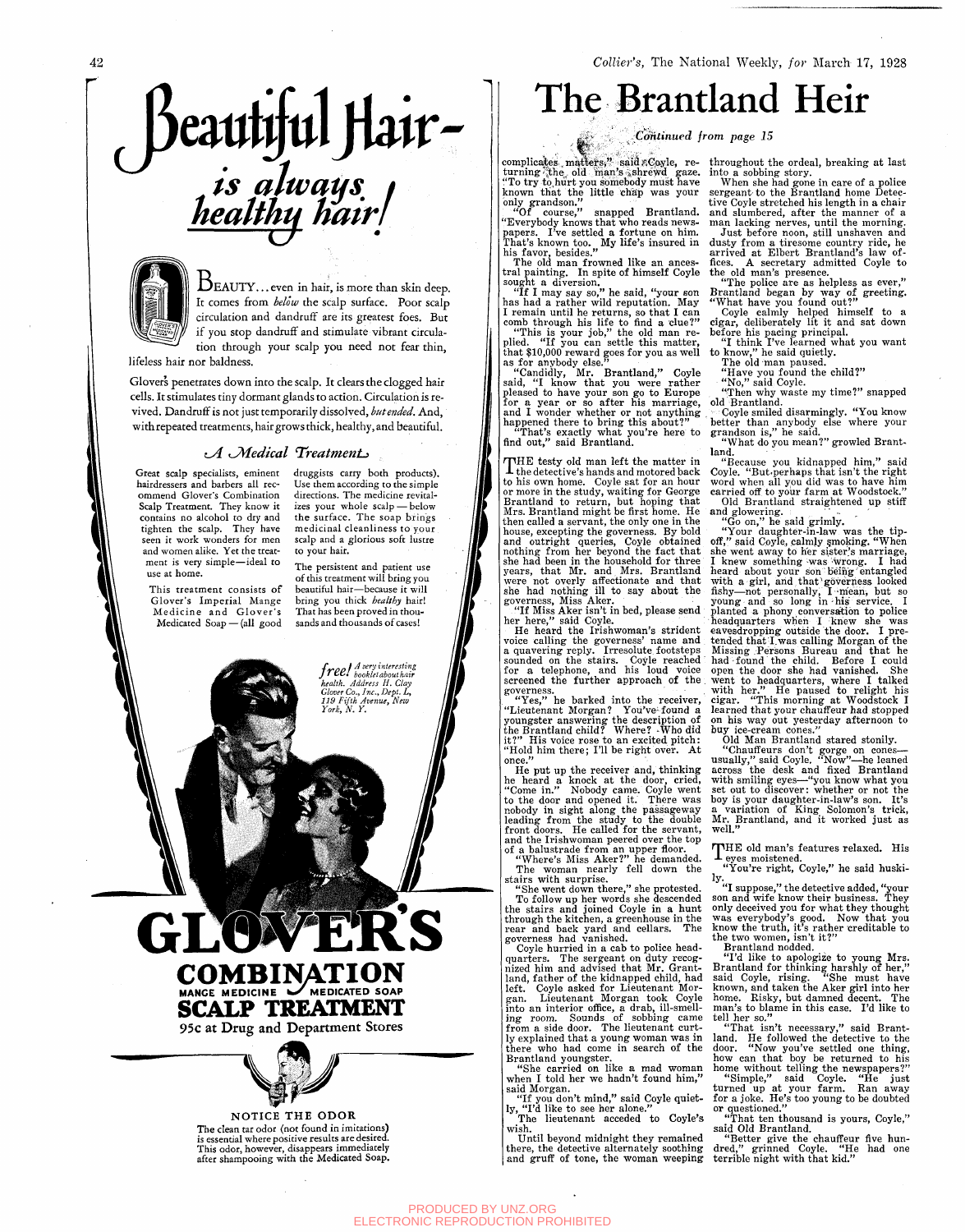# Beautiful Hair—

## is always healthy hair!

BEAUTY... even in hair, is more than skin deep. It comes from *below* the scalp surface. Poor scalp circulation and dandruff are its greatest foes. But if you stop dandruff and stimulate vibrant circulation through your scalp you need not fear thin, lifeless hair nor baldness.

Glover's penetrates down into the scalp. It clears the clogged hair cells. It stimulates tiny dormant glands to action. Circulation is revived. Dandruff is not just temporarily dissolved, *but ended*. And, with repeated treatments, hair grows thick, healthy, and beautiful.

### A Medical Treatment

Great scalp specialists, eminent hairdressers and barbers all recommend Glover's Combination Scalp Treatment. They know it contains no alcohol to dry and tighten the scalp. They have seen it work wonders for men and women alike. Yet the treatment is very simple—ideal to use at home.

This treatment consists of Glover's Imperial Mange Medicine and Glover's Medicated Soap—(all good druggists carry both products). Use them according to the simple directions. The medicine revitalizes your whole scalp—below the surface. The soap brings medicinal cleanliness to your scalp and a glorious soft lustre to your hair.

The persistent and patient use of this treatment will bring you beautiful hair—because it will bring you thick *healthy* hair! That has been proved in thousands and thousands of cases!

*free! A very interesting booklet about hair health. Address H. Clay Glover Co., Inc., Dept. L, 119 Fifth Avenue, New York, N. Y.*

**GLOVER'S COMBINATION**
**MANGE MEDICINE — MEDICATED SOAP**
**SCALP TREATMENT**
95c at Drug and Department Stores

NOTICE THE ODOR

The clean tar odor (not found in imitations) is essential where positive results are desired. This odor, however, disappears immediately after shampooing with the Medicated Soap.

---

# The Brantland Heir

*Continued from page 15*

complicates matters," said Coyle, returning the old man's shrewd gaze. "To try to hurt you somebody must have known that the little chap was your only grandson."

"Of course," snapped Brantland. "Everybody knows that who reads newspapers. I've settled a fortune on him. That's known too. My life's insured in his favor, besides."

The old man frowned like an ancestral painting. In spite of himself Coyle sought a diversion.

"If I may say so," he said, "your son has had a rather wild reputation. May I remain until he returns, so that I can comb through his life to find a clue?"

"This is your job," the old man replied. "If you can settle this matter, that $10,000 reward goes for you as well as for anybody else."

"Candidly, Mr. Brantland," Coyle said, "I know that you were rather pleased to have your son go to Europe for a year or so after his marriage, and I wonder whether or not anything happened there to bring this about?"

"That's exactly what you're here to find out," said Brantland.

THE testy old man left the matter in the detective's hands and motored back to his own home. Coyle sat for an hour or more in the study, waiting for George Brantland to return, but hoping that Mrs. Brantland might be first home. He then called a servant, the only one in the house, excepting the governess. By bold and outright queries, Coyle obtained nothing from her beyond the fact that she had been in the household for three years, that Mr. and Mrs. Brantland were not overly affectionate and that she had nothing ill to say about the governess, Miss Aker.

"If Miss Aker isn't in bed, please send her here," said Coyle.

He heard the Irishwoman's strident voice calling the governess' name and a quavering reply. Irresolute footsteps sounded on the stairs. Coyle reached for a telephone, and his loud voice screened the further approach of the governess.

"Yes," he barked into the receiver, "Lieutenant Morgan? You've found a youngster answering the description of the Brantland child? Where? Who did it?" His voice rose to an excited pitch: "Hold him there; I'll be right over. At once."

He put up the receiver and, thinking he heard a knock at the door, cried, "Come in." Nobody came. Coyle went to the door and opened it. There was nobody in sight along the passageway leading from the study to the double front doors. He called for the servant, and the Irishwoman peered over the top of a balustrade from an upper floor.

"Where's Miss Aker?" he demanded.

The woman nearly fell down the stairs with surprise.

"She went down there," she protested.

To follow up her words she descended the stairs and joined Coyle in a hunt through the kitchen, a greenhouse in the rear and back yard and cellars. The governess had vanished.

Coyle hurried in a cab to police headquarters. The sergeant on duty recognized him and advised that Mr. Grantland, father of the kidnapped child, had left. Coyle asked for Lieutenant Morgan. Lieutenant Morgan took Coyle into an interior office, a drab, ill-smelling room. Sounds of sobbing came from a side door. The lieutenant curtly explained that a young woman was in there who had come in search of the Brantland youngster.

"She carried on like a mad woman when I told her we hadn't found him," said Morgan.

"If you don't mind," said Coyle quietly, "I'd like to see her alone."

The lieutenant acceded to Coyle's wish.

Until beyond midnight they remained there, the detective alternately soothing and gruff of tone, the woman weeping throughout the ordeal, breaking at last into a sobbing story.

When she had gone in care of a police sergeant to the Brantland home Detective Coyle stretched his length in a chair and slumbered, after the manner of a man lacking nerves, until the morning.

Just before noon, still unshaven and dusty from a tiresome country ride, he arrived at Elbert Brantland's law offices. A secretary admitted Coyle to the old man's presence.

"The police are as helpless as ever," Brantland began by way of greeting. "What have you found out?"

Coyle calmly helped himself to a cigar, deliberately lit it and sat down before his pacing principal.

"I think I've learned what you want to know," he said quietly.

The old man paused.

"Have you found the child?"

"No," said Coyle.

"Then why waste my time?" snapped old Brantland.

Coyle smiled disarmingly. "You know better than anybody else where your grandson is," he said.

"What do you mean?" growled Brantland.

"Because you kidnapped him," said Coyle. "But perhaps that isn't the right word when all you did was to have him carried off to your farm at Woodstock."

Old Brantland straightened up stiff and glowering.

"Go on," he said grimly.

"Your daughter-in-law was the tip-off," said Coyle, calmly smoking. "When she went away to her sister's marriage, I knew something was wrong. I had heard about your son being entangled with a girl, and that governess looked fishy—not personally, I mean, but so young and so long in his service. I planted a phony conversation to police headquarters when I knew she was eavesdropping outside the door. I pretended that I was calling Morgan of the Missing Persons Bureau and that he had found the child. Before I could open the door she had vanished. She went to headquarters, where I talked with her." He paused to relight his cigar. "This morning at Woodstock I learned that your chauffeur had stopped on his way out yesterday afternoon to buy ice-cream cones."

Old Man Brantland stared stonily.

"Chauffeurs don't gorge on cones—usually," said Coyle. "Now"—he leaned across the desk and fixed Brantland with smiling eyes—"you know what you set out to discover: whether or not the boy is your daughter-in-law's son. It's a variation of King Solomon's trick, Mr. Brantland, and it worked just as well."

THE old man's features relaxed. His eyes moistened.

"You're right, Coyle," he said huskily.

"I suppose," the detective added, "your son and wife know their business. They only deceived you for what they thought was everybody's good. Now that you know the truth, it's rather creditable to the two women, isn't it?"

Brantland nodded.

"I'd like to apologize to young Mrs. Brantland for thinking harshly of her," said Coyle, rising. "She must have known, and taken the Aker girl into her home. Risky, but damned decent. The man's to blame in this case. I'd like to tell her so."

"That isn't necessary," said Brantland. He followed the detective to the door. "Now you've settled one thing, how can that boy be returned to his home without telling the newspapers?"

"Simple," said Coyle. "He just turned up at your farm. Ran away for a joke. He's too young to be doubted or questioned."

"That ten thousand is yours, Coyle," said Old Brantland.

"Better give the chauffeur five hundred," grinned Coyle. "He had one terrible night with that kid."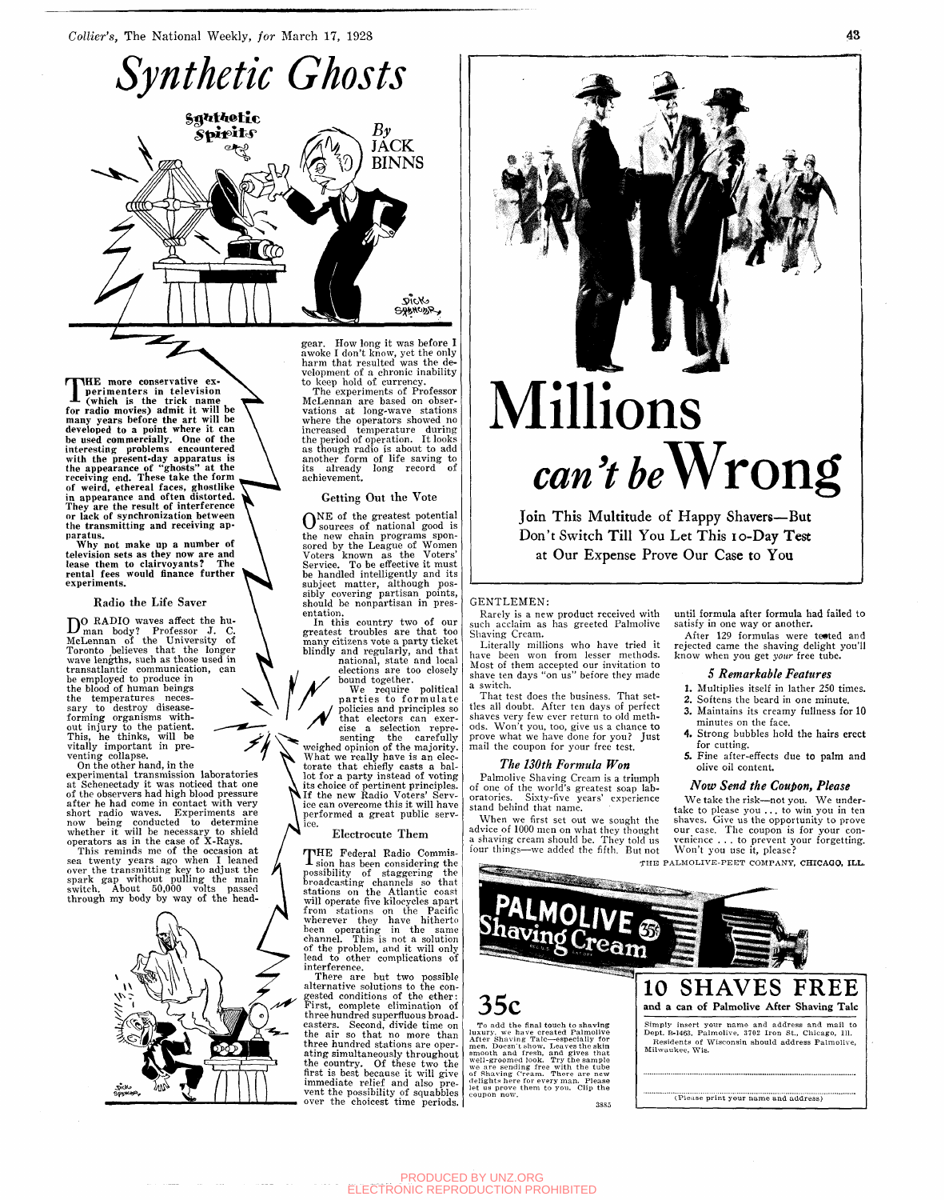# Synthetic Ghosts

By JACK BINNS

**THE more conservative experimenters in television (which is the trick name for radio movies) admit it will be many years before the art will be developed to a point where it can be used commercially. One of the interesting problems encountered with the present-day apparatus is the appearance of "ghosts" at the receiving end. These take the form of weird, ethereal faces, ghostlike in appearance and often distorted. They are the result of interference or lack of synchronization between the transmitting and receiving apparatus.**

**Why not make up a number of television sets as they now are and lease them to clairvoyants? The rental fees would finance further experiments.**

### Radio the Life Saver

DO RADIO waves affect the human body? Professor J. C. McLennan of the University of Toronto believes that the longer wave lengths, such as those used in transatlantic communication, can be employed to produce in the blood of human beings the temperatures necessary to destroy disease-forming organisms without injury to the patient. This, he thinks, will be vitally important in preventing collapse.

On the other hand, in the experimental transmission laboratories at Schenectady it was noticed that one of the observers had high blood pressure after he had come in contact with very short radio waves. Experiments are now being conducted to determine whether it will be necessary to shield operators as in the case of X-Rays.

This reminds me of the occasion at sea twenty years ago when I leaned over the transmitting key to adjust the spark gap without pulling the main switch. About 50,000 volts passed through my body by way of the headgear. How long it was before I awoke I don't know, yet the only harm that resulted was the development of a chronic inability to keep hold of currency.

The experiments of Professor McLennan are based on observations at long-wave stations where the operators showed no increased temperature during the period of operation. It looks as though radio is about to add another form of life saving to its already long record of achievement.

### Getting Out the Vote

ONE of the greatest potential sources of national good is the new chain programs sponsored by the League of Women Voters known as the Voters' Service. To be effective it must be handled intelligently and its subject matter, although possibly covering partisan points, should be nonpartisan in presentation.

In this country two of our greatest troubles are that too many citizens vote a party ticket blindly and regularly, and that national, state and local elections are too closely bound together.

We require political parties to formulate policies and principles so that electors can exercise a selection representing the carefully weighed opinion of the majority. What we really have is an electorate that chiefly casts a ballot for a party instead of voting its choice of pertinent principles. If the new Radio Voters' Service can overcome this it will have performed a great public service.

### Electrocute Them

THE Federal Radio Commission has been considering the possibility of staggering the broadcasting channels so that stations on the Atlantic coast will operate five kilocycles apart from stations on the Pacific wherever they have hitherto been operating in the same channel. This is not a solution of the problem, and it will only lead to other complications of interference.

There are but two possible alternative solutions to the congested conditions of the ether: First, complete elimination of three hundred superfluous broadcasters. Second, divide time on the air so that no more than three hundred stations are operating simultaneously throughout the country. Of these two the first is best because it will give immediate relief and also prevent the possibility of squabbles over the choicest time periods.

---

# Millions can't be Wrong

**Join This Multitude of Happy Shavers—But Don't Switch Till You Let This 10-Day Test at Our Expense Prove Our Case to You**

GENTLEMEN:

Rarely is a new product received with such acclaim as has greeted Palmolive Shaving Cream.

Literally millions who have tried it have been won from lesser methods. Most of them accepted our invitation to shave ten days "on us" before they made a switch.

That test does the business. That settles all doubt. After ten days of perfect shaves very few ever return to old methods. Won't you, too, give us a chance to prove what we have done for you? Just mail the coupon for your free test.

### *The 130th Formula Won*

Palmolive Shaving Cream is a triumph of one of the world's greatest soap laboratories. Sixty-five years' experience stand behind that name.

When we first set out we sought the advice of 1000 men on what they thought a shaving cream should be. They told us four things—we added the fifth. But not until formula after formula had failed to satisfy in one way or another.

After 129 formulas were tested and rejected came the shaving delight you'll know when you get *your* free tube.

### *5 Remarkable Features*

1. Multiplies itself in lather 250 times.
2. Softens the beard in one minute.
3. Maintains its creamy fullness for 10 minutes on the face.
4. Strong bubbles hold the hairs erect for cutting.
5. Fine after-effects due to palm and olive oil content.

### *Now Send the Coupon, Please*

We take the risk—not you. We undertake to please you . . . to win you in ten shaves. Give us the opportunity to prove our case. The coupon is for your convenience . . . to prevent your forgetting. Won't you use it, please?

THE PALMOLIVE-PEET COMPANY, CHICAGO, ILL.

PALMOLIVE Shaving Cream 35¢

35c

To add the final touch to shaving luxury, we have created Palmolive After Shaving Talc—especially for men. Doesn't show. Leaves the skin smooth and fresh, and gives that well-groomed look. Try the sample of Shaving Cream. There are new delights here for every man. Please let us prove them to you. Clip the coupon now.

3885

## 10 SHAVES FREE

**and a can of Palmolive After Shaving Talc**

Simply insert your name and address and mail to Dept. B-1463, Palmolive, 3702 Iron St., Chicago, Ill.
Residents of Wisconsin should address Palmolive, Milwaukee, Wis.

(Please print your name and address)